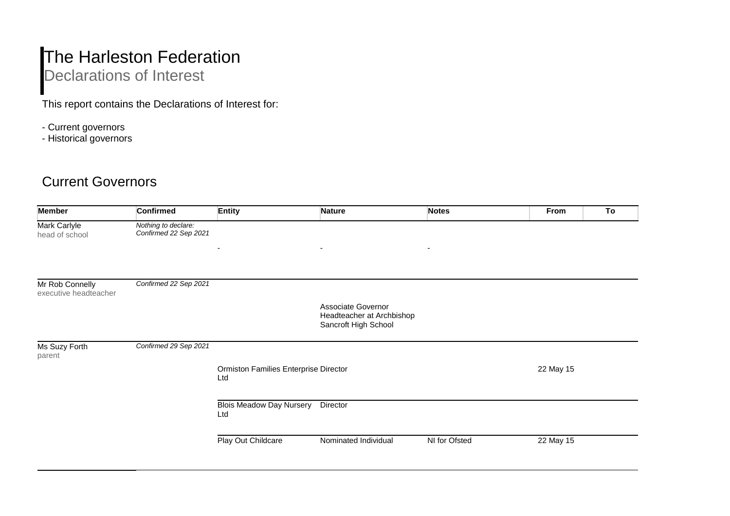# The Harleston Federation

Declarations of Interest

This report contains the Declarations of Interest for:

- Current governors
- Historical governors

## Current Governors

| Member | Confirmed | Entity | Nature | Notes | From | To |
|---|---|---|---|---|---|---|
| Mark Carlyle<br>head of school | *Nothing to declare: Confirmed 22 Sep 2021* | - | - | - | | |
| Mr Rob Connelly<br>executive headteacher | *Confirmed 22 Sep 2021* | | Associate Governor<br>Headteacher at Archbishop Sancroft High School | | | |
| Ms Suzy Forth<br>parent | *Confirmed 29 Sep 2021* | Ormiston Families Enterprise Ltd | Director | | 22 May 15 | |
| | | Blois Meadow Day Nursery Ltd | Director | | | |
| | | Play Out Childcare | Nominated Individual | NI for Ofsted | 22 May 15 | |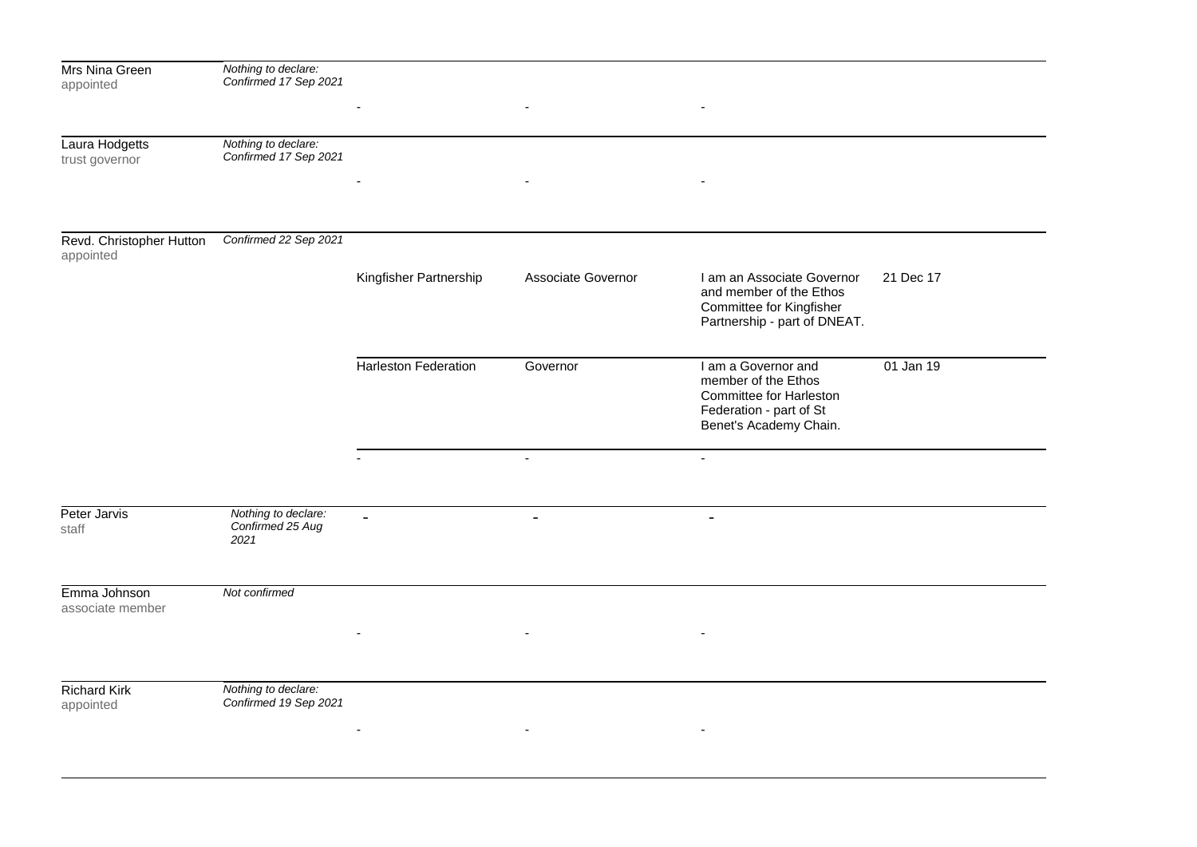| | | | | | |
|---|---|---|---|---|---|
| Mrs Nina Green<br>appointed | *Nothing to declare: Confirmed 17 Sep 2021* | - | - | - | |
| Laura Hodgetts<br>trust governor | *Nothing to declare: Confirmed 17 Sep 2021* | - | - | - | |
| Revd. Christopher Hutton<br>appointed | *Confirmed 22 Sep 2021* | Kingfisher Partnership | Associate Governor | I am an Associate Governor and member of the Ethos Committee for Kingfisher Partnership - part of DNEAT. | 21 Dec 17 |
| | | Harleston Federation | Governor | I am a Governor and member of the Ethos Committee for Harleston Federation - part of St Benet's Academy Chain. | 01 Jan 19 |
| | | - | - | - | |
| Peter Jarvis<br>staff | *Nothing to declare: Confirmed 25 Aug 2021* | - | - | - | |
| Emma Johnson<br>associate member | *Not confirmed* | - | - | - | |
| Richard Kirk<br>appointed | *Nothing to declare: Confirmed 19 Sep 2021* | - | - | - | |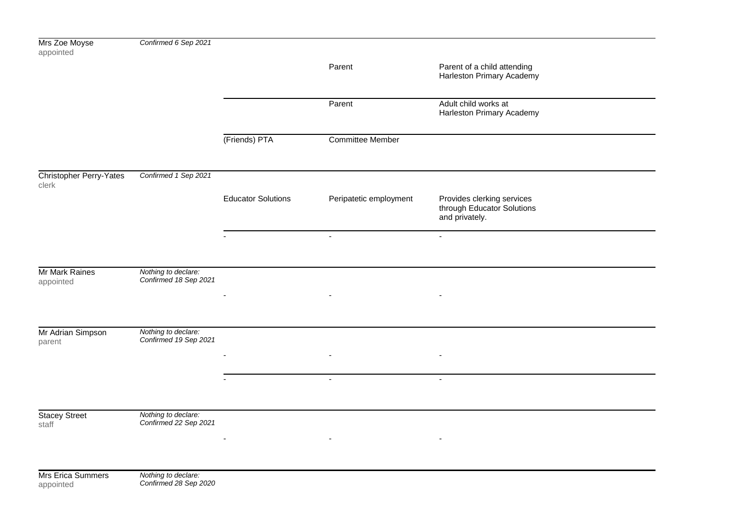| Name | Declaration | Business/Organisation | Nature of Interest | Detail |
|---|---|---|---|---|
| Mrs Zoe Moyse<br>appointed | *Confirmed 6 Sep 2021* | | | |
| | | | Parent | Parent of a child attending Harleston Primary Academy |
| | | | Parent | Adult child works at Harleston Primary Academy |
| | | (Friends) PTA | Committee Member | |
| Christopher Perry-Yates<br>clerk | *Confirmed 1 Sep 2021* | | | |
| | | Educator Solutions | Peripatetic employment | Provides clerking services through Educator Solutions and privately. |
| | | - | - | - |
| Mr Mark Raines<br>appointed | *Nothing to declare: Confirmed 18 Sep 2021* | | | |
| | | - | - | - |
| Mr Adrian Simpson<br>parent | *Nothing to declare: Confirmed 19 Sep 2021* | | | |
| | | - | - | - |
| | | - | - | - |
| Stacey Street<br>staff | *Nothing to declare: Confirmed 22 Sep 2021* | | | |
| | | - | - | - |
| Mrs Erica Summers<br>appointed | *Nothing to declare: Confirmed 28 Sep 2020* | | | |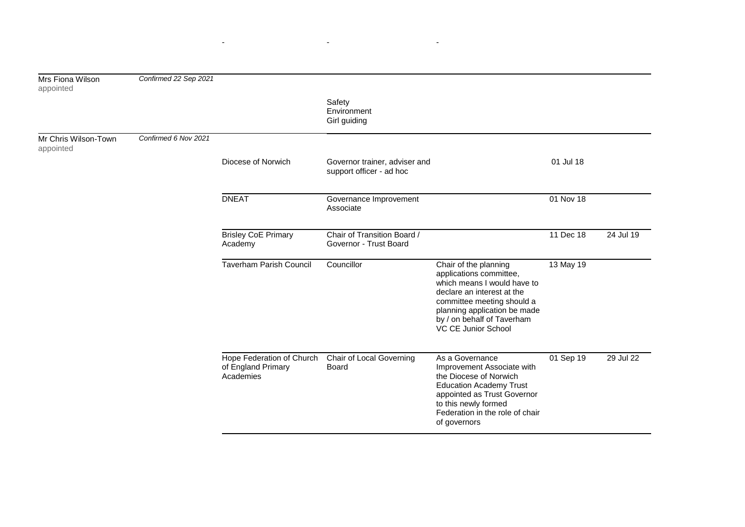| | | | | | | |
|---|---|---|---|---|---|---|
| | | - | - | - | | |
| Mrs Fiona Wilson appointed | *Confirmed 22 Sep 2021* | | | | | |
| | | | Safety<br>Environment<br>Girl guiding | | | |
| Mr Chris Wilson-Town appointed | *Confirmed 6 Nov 2021* | | | | | |
| | | Diocese of Norwich | Governor trainer, adviser and support officer - ad hoc | | 01 Jul 18 | |
| | | DNEAT | Governance Improvement Associate | | 01 Nov 18 | |
| | | Brisley CoE Primary Academy | Chair of Transition Board / Governor - Trust Board | | 11 Dec 18 | 24 Jul 19 |
| | | Taverham Parish Council | Councillor | Chair of the planning applications committee, which means I would have to declare an interest at the committee meeting should a planning application be made by / on behalf of Taverham VC CE Junior School | 13 May 19 | |
| | | Hope Federation of Church of England Primary Academies | Chair of Local Governing Board | As a Governance Improvement Associate with the Diocese of Norwich Education Academy Trust appointed as Trust Governor to this newly formed Federation in the role of chair of governors | 01 Sep 19 | 29 Jul 22 |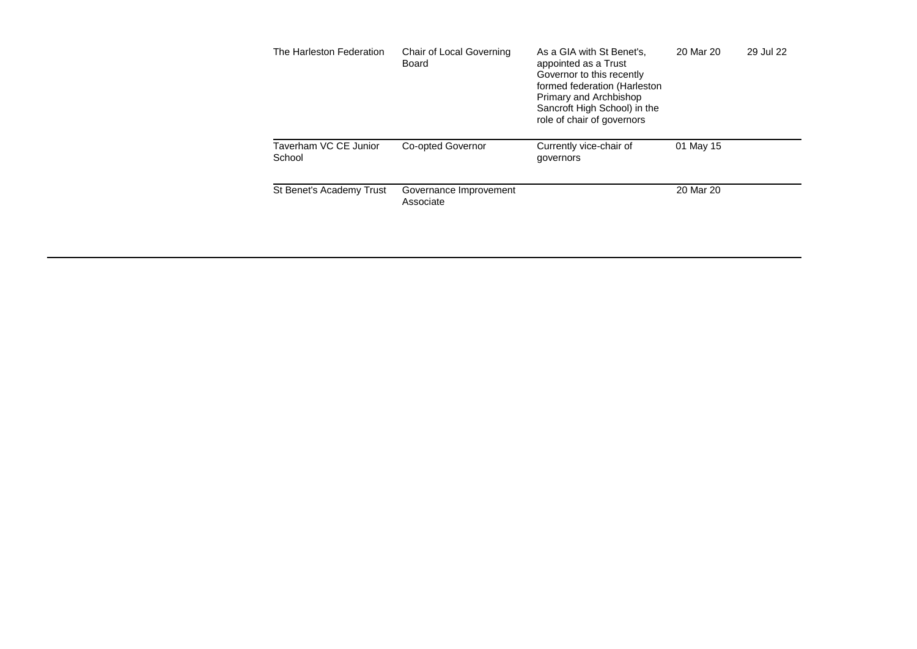| | | | | |
|---|---|---|---|---|
| The Harleston Federation | Chair of Local Governing Board | As a GIA with St Benet's, appointed as a Trust Governor to this recently formed federation (Harleston Primary and Archbishop Sancroft High School) in the role of chair of governors | 20 Mar 20 | 29 Jul 22 |
| Taverham VC CE Junior School | Co-opted Governor | Currently vice-chair of governors | 01 May 15 | |
| St Benet's Academy Trust | Governance Improvement Associate | | 20 Mar 20 | |